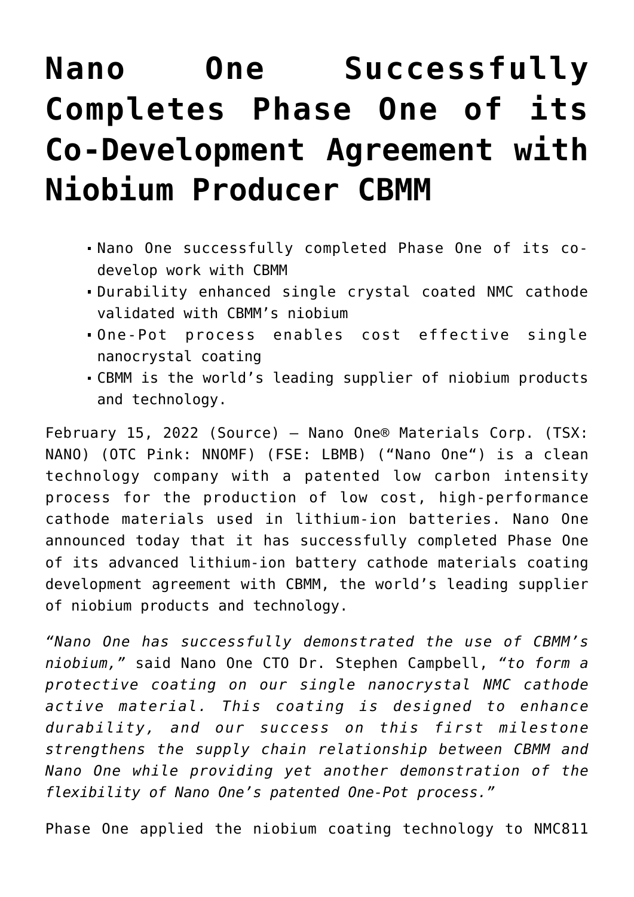# Nano One Successfully Completes Phase One of its Co-Development Agreement with Niobium Producer CBMM

- Nano One successfully completed Phase One of its co-develop work with CBMM
- Durability enhanced single crystal coated NMC cathode validated with CBMM's niobium
- One-Pot process enables cost effective single nanocrystal coating
- CBMM is the world's leading supplier of niobium products and technology.

February 15, 2022 (Source) – Nano One® Materials Corp. (TSX: NANO) (OTC Pink: NNOMF) (FSE: LBMB) ("Nano One") is a clean technology company with a patented low carbon intensity process for the production of low cost, high-performance cathode materials used in lithium-ion batteries. Nano One announced today that it has successfully completed Phase One of its advanced lithium-ion battery cathode materials coating development agreement with CBMM, the world's leading supplier of niobium products and technology.

*"Nano One has successfully demonstrated the use of CBMM's niobium,"* said Nano One CTO Dr. Stephen Campbell, *"to form a protective coating on our single nanocrystal NMC cathode active material. This coating is designed to enhance durability, and our success on this first milestone strengthens the supply chain relationship between CBMM and Nano One while providing yet another demonstration of the flexibility of Nano One's patented One-Pot process."*

Phase One applied the niobium coating technology to NMC811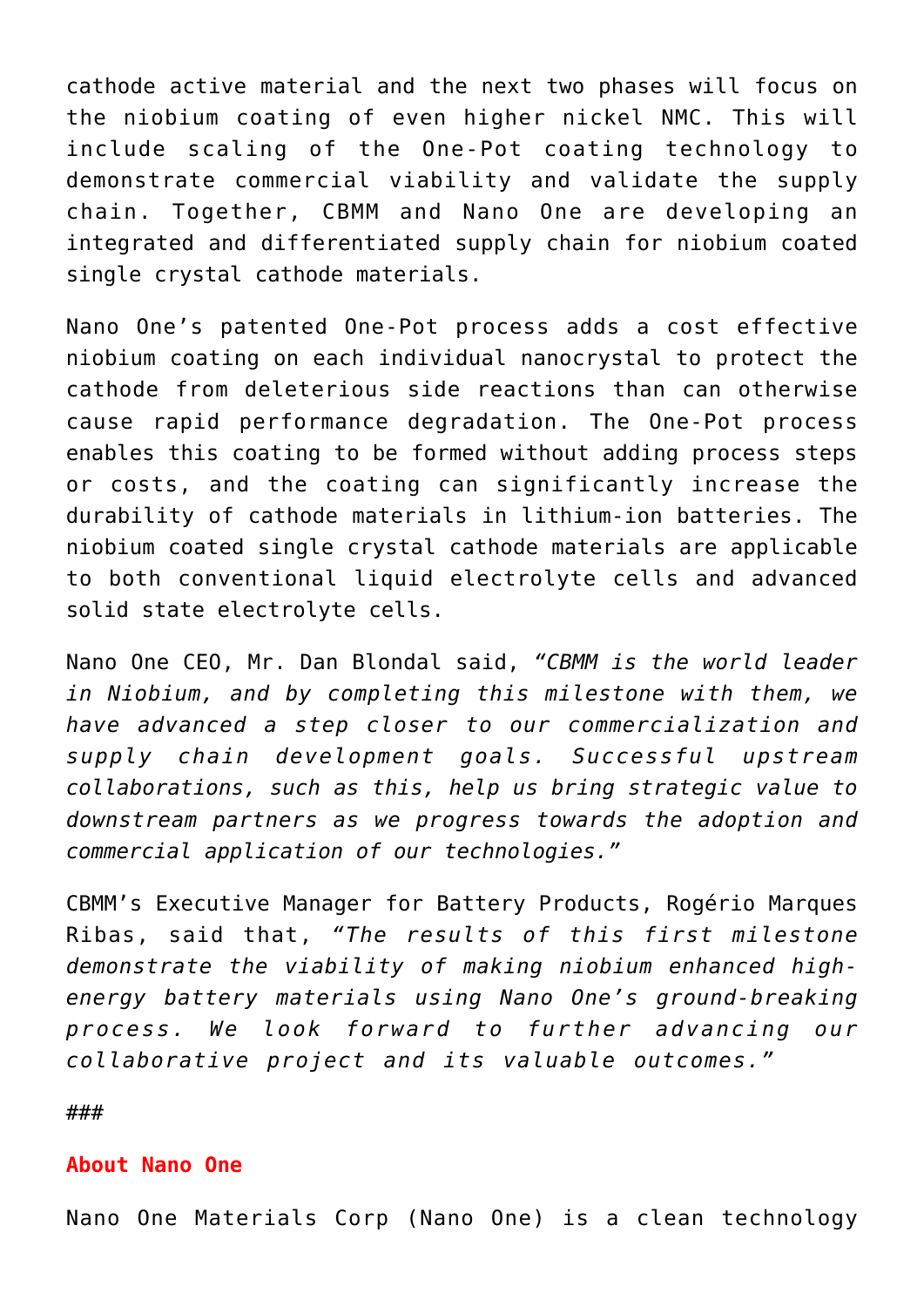cathode active material and the next two phases will focus on the niobium coating of even higher nickel NMC. This will include scaling of the One-Pot coating technology to demonstrate commercial viability and validate the supply chain. Together, CBMM and Nano One are developing an integrated and differentiated supply chain for niobium coated single crystal cathode materials.

Nano One's patented One-Pot process adds a cost effective niobium coating on each individual nanocrystal to protect the cathode from deleterious side reactions than can otherwise cause rapid performance degradation. The One-Pot process enables this coating to be formed without adding process steps or costs, and the coating can significantly increase the durability of cathode materials in lithium-ion batteries. The niobium coated single crystal cathode materials are applicable to both conventional liquid electrolyte cells and advanced solid state electrolyte cells.

Nano One CEO, Mr. Dan Blondal said, *"CBMM is the world leader in Niobium, and by completing this milestone with them, we have advanced a step closer to our commercialization and supply chain development goals. Successful upstream collaborations, such as this, help us bring strategic value to downstream partners as we progress towards the adoption and commercial application of our technologies."*

CBMM's Executive Manager for Battery Products, Rogério Marques Ribas, said that, *"The results of this first milestone demonstrate the viability of making niobium enhanced high-energy battery materials using Nano One's ground-breaking process. We look forward to further advancing our collaborative project and its valuable outcomes."*

###

**About Nano One**

Nano One Materials Corp (Nano One) is a clean technology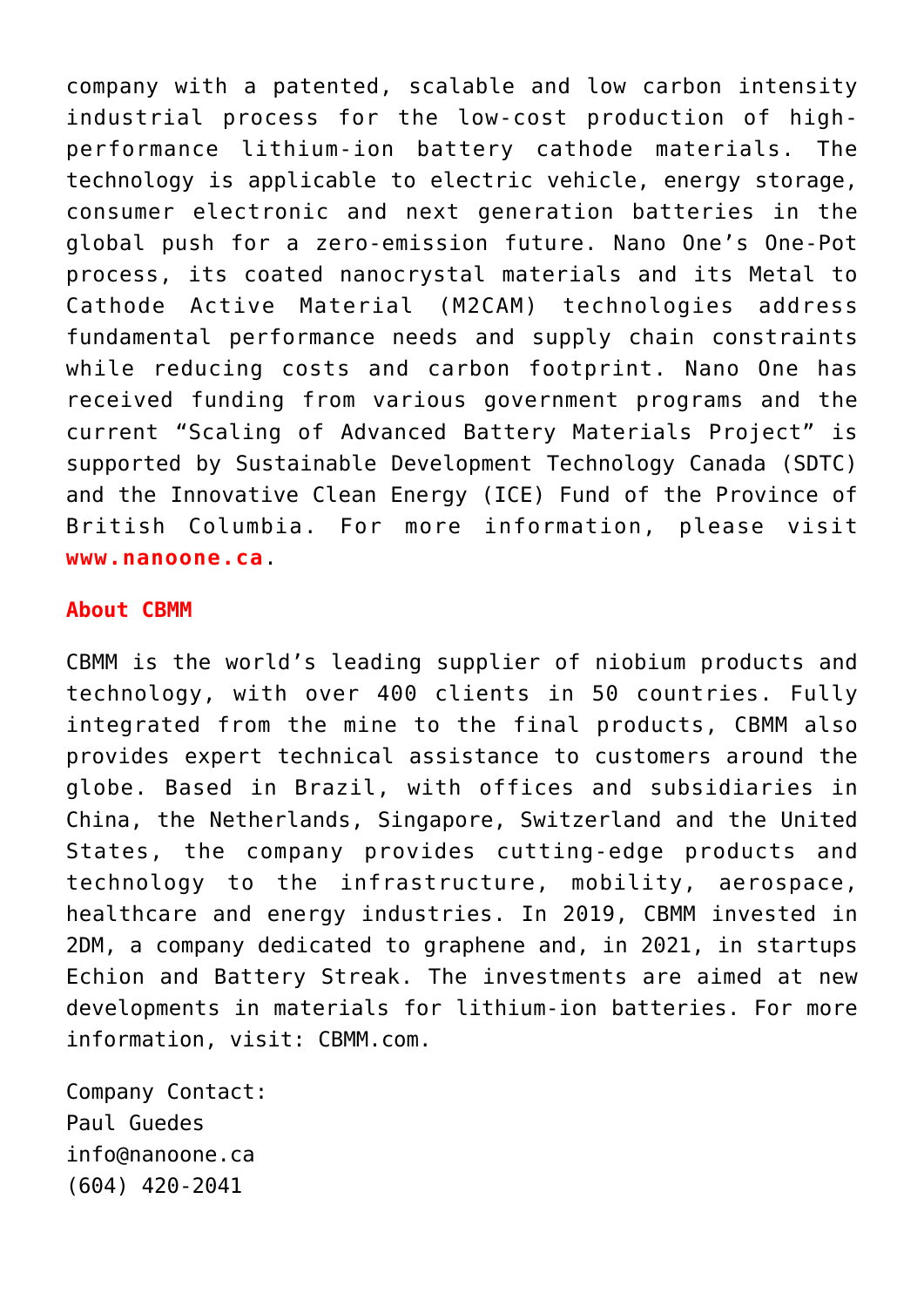company with a patented, scalable and low carbon intensity industrial process for the low-cost production of high-performance lithium-ion battery cathode materials. The technology is applicable to electric vehicle, energy storage, consumer electronic and next generation batteries in the global push for a zero-emission future. Nano One's One-Pot process, its coated nanocrystal materials and its Metal to Cathode Active Material (M2CAM) technologies address fundamental performance needs and supply chain constraints while reducing costs and carbon footprint. Nano One has received funding from various government programs and the current "Scaling of Advanced Battery Materials Project" is supported by Sustainable Development Technology Canada (SDTC) and the Innovative Clean Energy (ICE) Fund of the Province of British Columbia. For more information, please visit **www.nanoone.ca**.

**About CBMM**

CBMM is the world's leading supplier of niobium products and technology, with over 400 clients in 50 countries. Fully integrated from the mine to the final products, CBMM also provides expert technical assistance to customers around the globe. Based in Brazil, with offices and subsidiaries in China, the Netherlands, Singapore, Switzerland and the United States, the company provides cutting-edge products and technology to the infrastructure, mobility, aerospace, healthcare and energy industries. In 2019, CBMM invested in 2DM, a company dedicated to graphene and, in 2021, in startups Echion and Battery Streak. The investments are aimed at new developments in materials for lithium-ion batteries. For more information, visit: CBMM.com.

Company Contact:
Paul Guedes
info@nanoone.ca
(604) 420-2041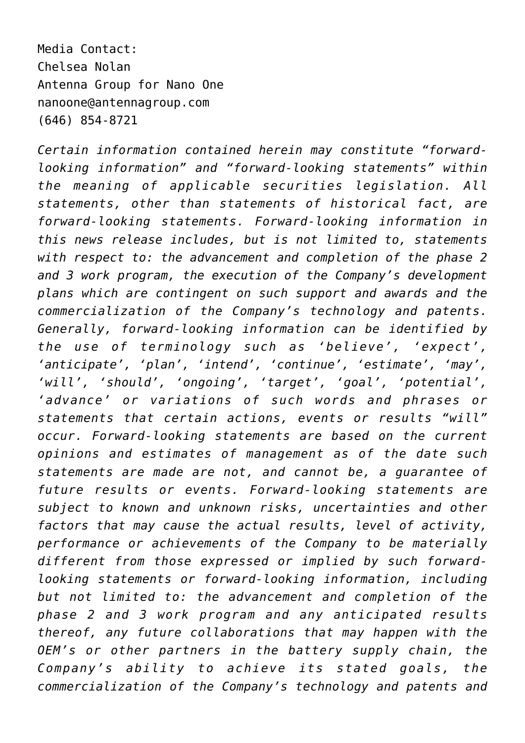Media Contact:
Chelsea Nolan
Antenna Group for Nano One
nanoone@antennagroup.com
(646) 854-8721

*Certain information contained herein may constitute "forward-looking information" and "forward-looking statements" within the meaning of applicable securities legislation. All statements, other than statements of historical fact, are forward-looking statements. Forward-looking information in this news release includes, but is not limited to, statements with respect to: the advancement and completion of the phase 2 and 3 work program, the execution of the Company's development plans which are contingent on such support and awards and the commercialization of the Company's technology and patents. Generally, forward-looking information can be identified by the use of terminology such as 'believe', 'expect', 'anticipate', 'plan', 'intend', 'continue', 'estimate', 'may', 'will', 'should', 'ongoing', 'target', 'goal', 'potential', 'advance' or variations of such words and phrases or statements that certain actions, events or results "will" occur. Forward-looking statements are based on the current opinions and estimates of management as of the date such statements are made are not, and cannot be, a guarantee of future results or events. Forward-looking statements are subject to known and unknown risks, uncertainties and other factors that may cause the actual results, level of activity, performance or achievements of the Company to be materially different from those expressed or implied by such forward-looking statements or forward-looking information, including but not limited to: the advancement and completion of the phase 2 and 3 work program and any anticipated results thereof, any future collaborations that may happen with the OEM's or other partners in the battery supply chain, the Company's ability to achieve its stated goals, the commercialization of the Company's technology and patents and*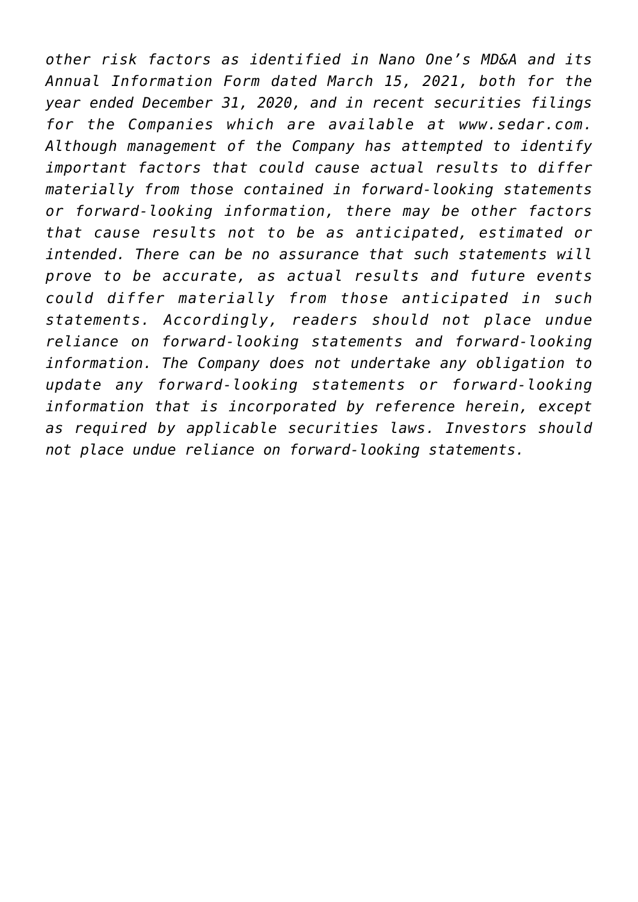*other risk factors as identified in Nano One's MD&A and its Annual Information Form dated March 15, 2021, both for the year ended December 31, 2020, and in recent securities filings for the Companies which are available at www.sedar.com. Although management of the Company has attempted to identify important factors that could cause actual results to differ materially from those contained in forward-looking statements or forward-looking information, there may be other factors that cause results not to be as anticipated, estimated or intended. There can be no assurance that such statements will prove to be accurate, as actual results and future events could differ materially from those anticipated in such statements. Accordingly, readers should not place undue reliance on forward-looking statements and forward-looking information. The Company does not undertake any obligation to update any forward-looking statements or forward-looking information that is incorporated by reference herein, except as required by applicable securities laws. Investors should not place undue reliance on forward-looking statements.*